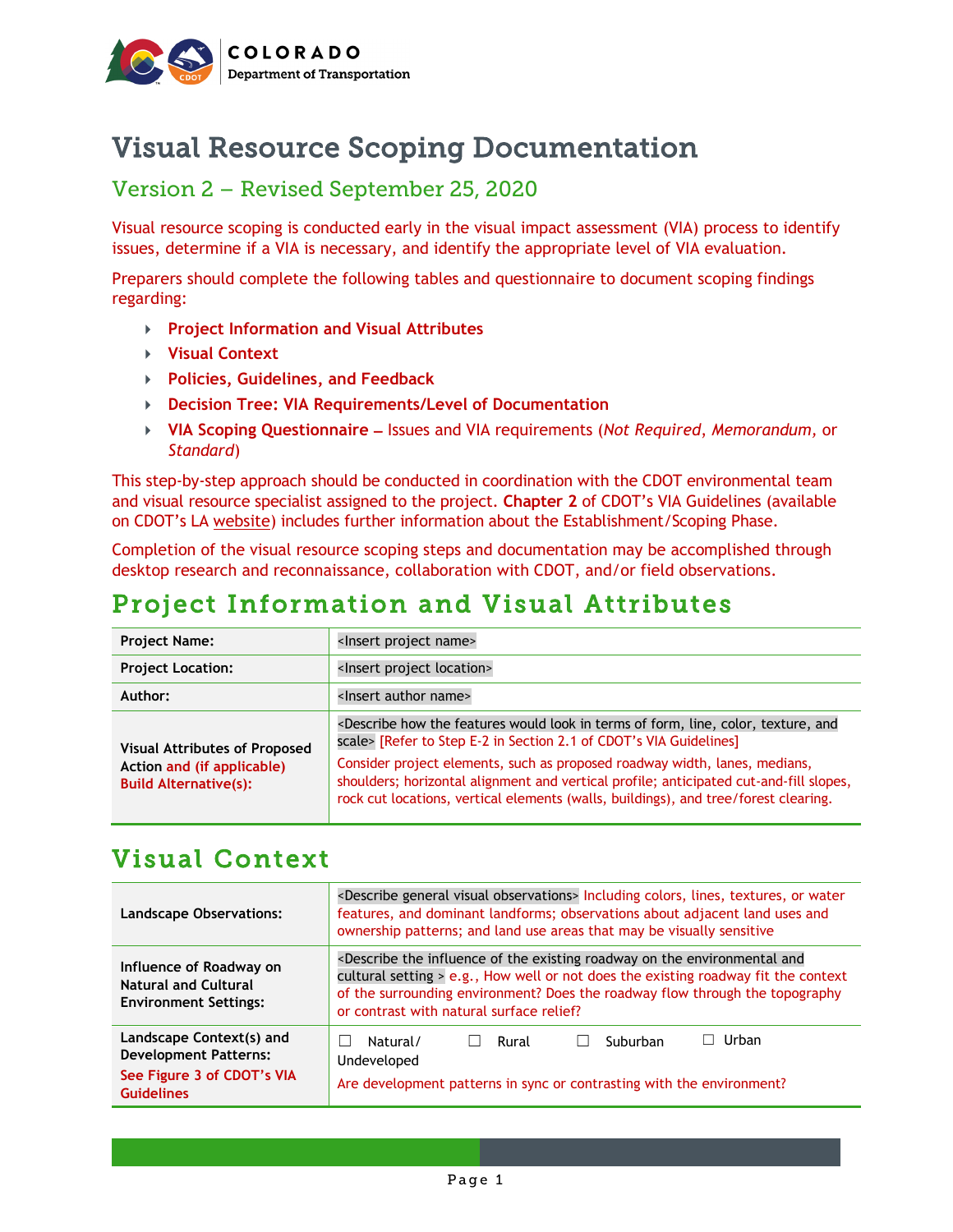# Visual Resource Scoping Documentation

## Version 2 – Revised September 25, 2020

Visual resource scoping is conducted early in the visual impact assessment (VIA) process to identify issues, determine if a VIA is necessary, and identify the appropriate level of VIA evaluation.

Preparers should complete the following tables and questionnaire to document scoping findings regarding:

- **Project Information and Visual Attributes**
- **Visual Context**
- **Policies, Guidelines, and Feedback**
- **Decision Tree: VIA Requirements/Level of Documentation**
- **VIA Scoping Questionnaire –** Issues and VIA requirements (*Not Required*, *Memorandum,* or *Standard*)

This step-by-step approach should be conducted in coordination with the CDOT environmental team and visual resource specialist assigned to the project. **Chapter 2** of CDOT's VIA Guidelines (available on CDOT's LA website) includes further information about the Establishment/Scoping Phase.

Completion of the visual resource scoping steps and documentation may be accomplished through desktop research and reconnaissance, collaboration with CDOT, and/or field observations.

## Project Information and Visual Attributes

| | |
|---|---|
| **Project Name:** | <Insert project name> |
| **Project Location:** | <Insert project location> |
| **Author:** | <Insert author name> |
| **Visual Attributes of Proposed Action and (if applicable) Build Alternative(s):** | <Describe how the features would look in terms of form, line, color, texture, and scale> [Refer to Step E-2 in Section 2.1 of CDOT's VIA Guidelines]<br>Consider project elements, such as proposed roadway width, lanes, medians, shoulders; horizontal alignment and vertical profile; anticipated cut-and-fill slopes, rock cut locations, vertical elements (walls, buildings), and tree/forest clearing. |

## Visual Context

| | |
|---|---|
| **Landscape Observations:** | <Describe general visual observations> Including colors, lines, textures, or water features, and dominant landforms; observations about adjacent land uses and ownership patterns; and land use areas that may be visually sensitive |
| **Influence of Roadway on Natural and Cultural Environment Settings:** | <Describe the influence of the existing roadway on the environmental and cultural setting > e.g., How well or not does the existing roadway fit the context of the surrounding environment? Does the roadway flow through the topography or contrast with natural surface relief? |
| **Landscape Context(s) and Development Patterns:**<br>**See Figure 3 of CDOT's VIA Guidelines** | ☐ Natural/ Undeveloped ☐ Rural ☐ Suburban ☐ Urban<br>Are development patterns in sync or contrasting with the environment? |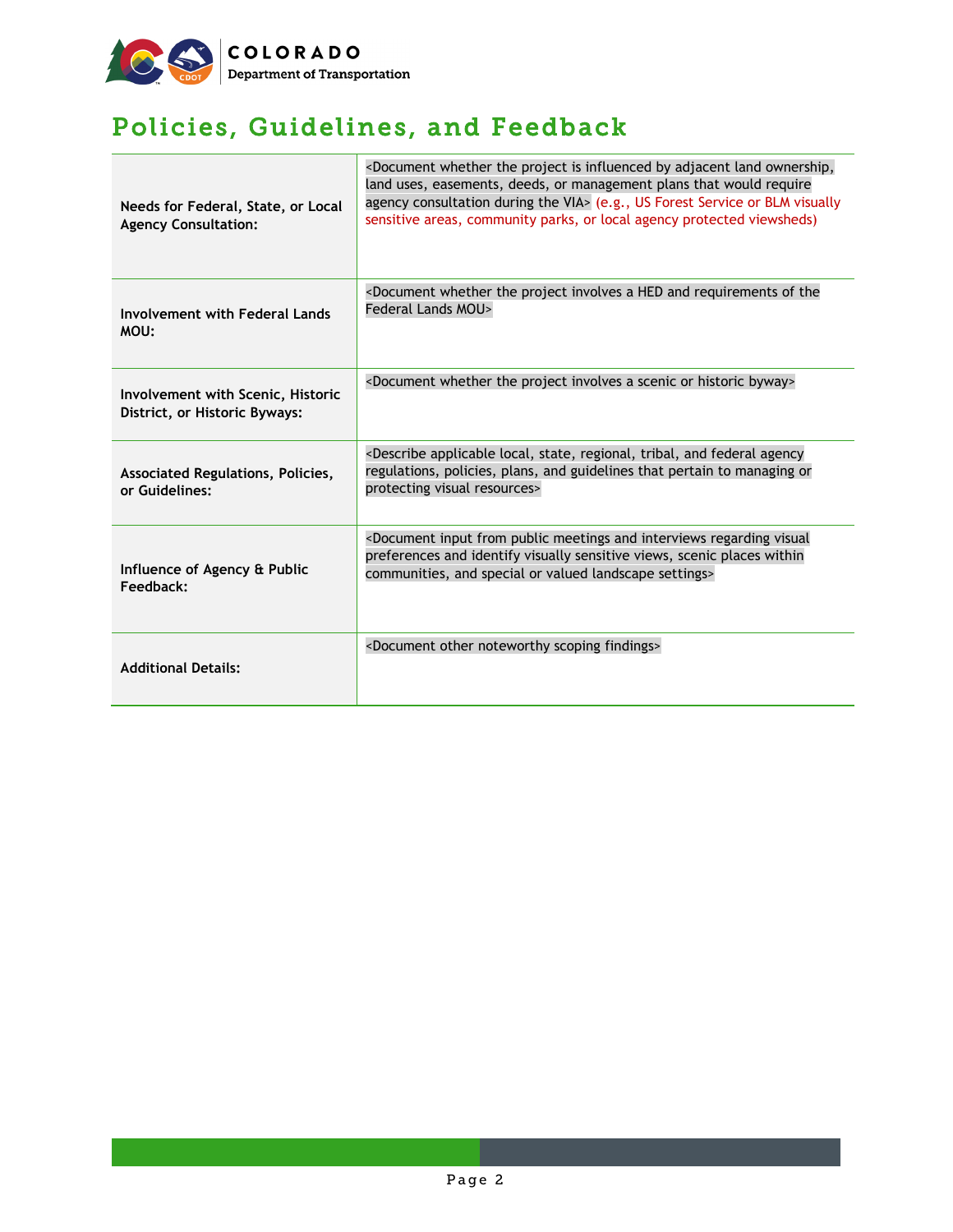# Policies, Guidelines, and Feedback

| | |
|---|---|
| **Needs for Federal, State, or Local Agency Consultation:** | <Document whether the project is influenced by adjacent land ownership, land uses, easements, deeds, or management plans that would require agency consultation during the VIA> (e.g., US Forest Service or BLM visually sensitive areas, community parks, or local agency protected viewsheds) |
| **Involvement with Federal Lands MOU:** | <Document whether the project involves a HED and requirements of the Federal Lands MOU> |
| **Involvement with Scenic, Historic District, or Historic Byways:** | <Document whether the project involves a scenic or historic byway> |
| **Associated Regulations, Policies, or Guidelines:** | <Describe applicable local, state, regional, tribal, and federal agency regulations, policies, plans, and guidelines that pertain to managing or protecting visual resources> |
| **Influence of Agency & Public Feedback:** | <Document input from public meetings and interviews regarding visual preferences and identify visually sensitive views, scenic places within communities, and special or valued landscape settings> |
| **Additional Details:** | <Document other noteworthy scoping findings> |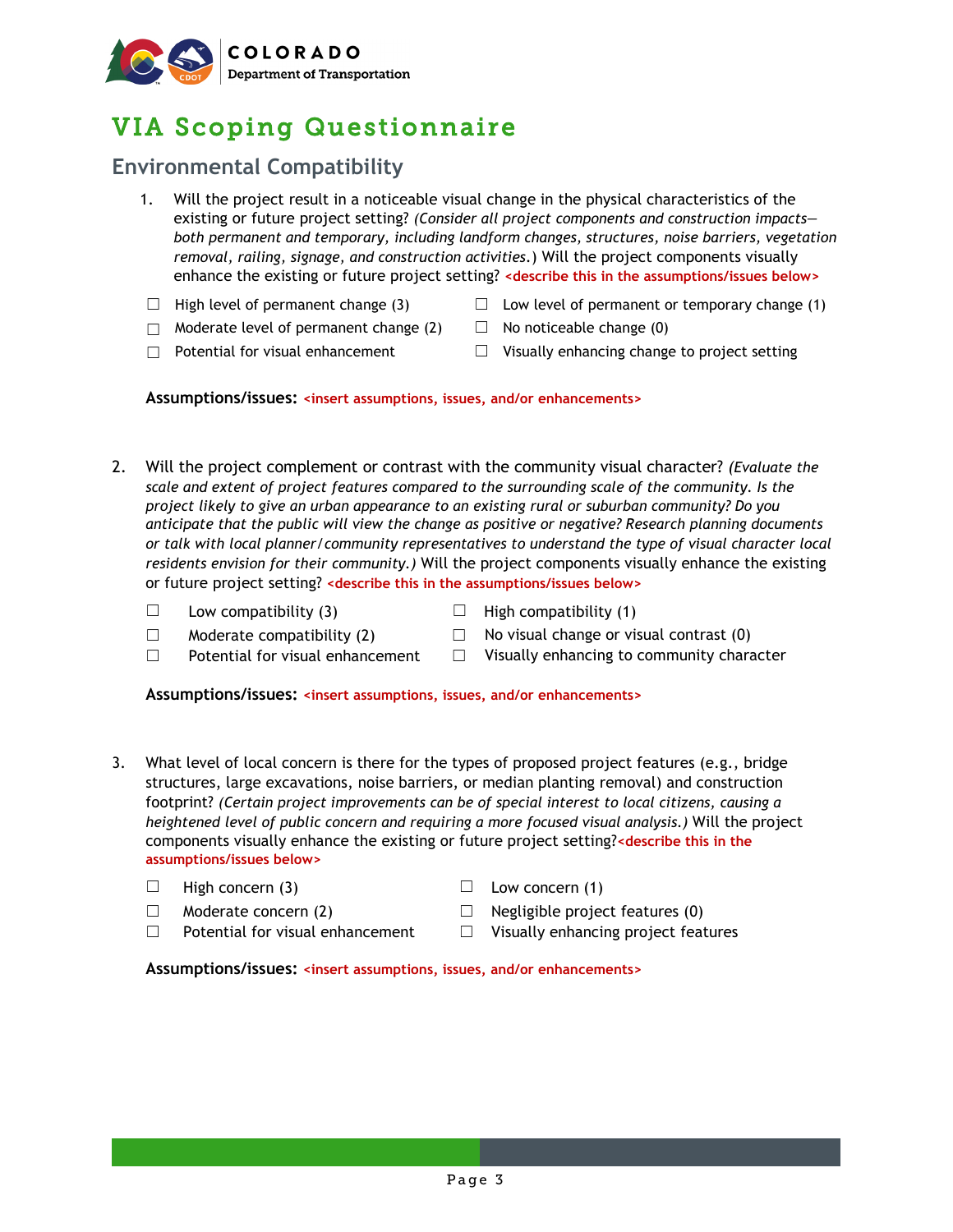# VIA Scoping Questionnaire

## Environmental Compatibility

1. Will the project result in a noticeable visual change in the physical characteristics of the existing or future project setting? *(Consider all project components and construction impacts—both permanent and temporary, including landform changes, structures, noise barriers, vegetation removal, railing, signage, and construction activities.)* Will the project components visually enhance the existing or future project setting? **<describe this in the assumptions/issues below>**

   ☐ High level of permanent change (3)
   ☐ Moderate level of permanent change (2)
   ☐ Potential for visual enhancement
   ☐ Low level of permanent or temporary change (1)
   ☐ No noticeable change (0)
   ☐ Visually enhancing change to project setting

   **Assumptions/issues:** **<insert assumptions, issues, and/or enhancements>**

2. Will the project complement or contrast with the community visual character? *(Evaluate the scale and extent of project features compared to the surrounding scale of the community. Is the project likely to give an urban appearance to an existing rural or suburban community? Do you anticipate that the public will view the change as positive or negative? Research planning documents or talk with local planner/community representatives to understand the type of visual character local residents envision for their community.)* Will the project components visually enhance the existing or future project setting? **<describe this in the assumptions/issues below>**

   ☐ Low compatibility (3)
   ☐ Moderate compatibility (2)
   ☐ Potential for visual enhancement
   ☐ High compatibility (1)
   ☐ No visual change or visual contrast (0)
   ☐ Visually enhancing to community character

   **Assumptions/issues:** **<insert assumptions, issues, and/or enhancements>**

3. What level of local concern is there for the types of proposed project features (e.g., bridge structures, large excavations, noise barriers, or median planting removal) and construction footprint? *(Certain project improvements can be of special interest to local citizens, causing a heightened level of public concern and requiring a more focused visual analysis.)* Will the project components visually enhance the existing or future project setting?**<describe this in the assumptions/issues below>**

   ☐ High concern (3)
   ☐ Moderate concern (2)
   ☐ Potential for visual enhancement
   ☐ Low concern (1)
   ☐ Negligible project features (0)
   ☐ Visually enhancing project features

   **Assumptions/issues:** **<insert assumptions, issues, and/or enhancements>**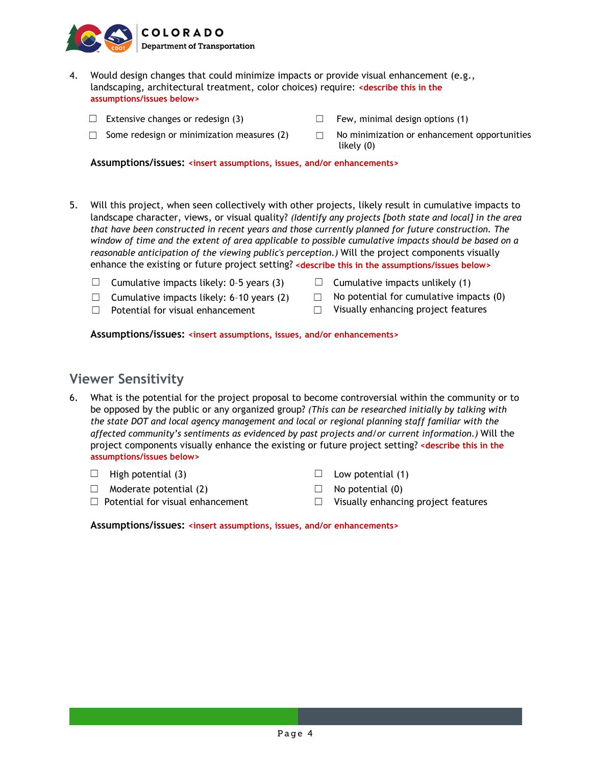4. Would design changes that could minimize impacts or provide visual enhancement (e.g., landscaping, architectural treatment, color choices) require: <describe this in the assumptions/issues below>

   ☐ Extensive changes or redesign (3)
   ☐ Few, minimal design options (1)
   ☐ Some redesign or minimization measures (2)
   ☐ No minimization or enhancement opportunities likely (0)

   **Assumptions/issues:** <insert assumptions, issues, and/or enhancements>

5. Will this project, when seen collectively with other projects, likely result in cumulative impacts to landscape character, views, or visual quality? *(Identify any projects [both state and local] in the area that have been constructed in recent years and those currently planned for future construction. The window of time and the extent of area applicable to possible cumulative impacts should be based on a reasonable anticipation of the viewing public's perception.)* Will the project components visually enhance the existing or future project setting? <describe this in the assumptions/issues below>

   ☐ Cumulative impacts likely: 0-5 years (3)
   ☐ Cumulative impacts unlikely (1)
   ☐ Cumulative impacts likely: 6-10 years (2)
   ☐ No potential for cumulative impacts (0)
   ☐ Potential for visual enhancement
   ☐ Visually enhancing project features

   **Assumptions/issues:** <insert assumptions, issues, and/or enhancements>

## Viewer Sensitivity

6. What is the potential for the project proposal to become controversial within the community or to be opposed by the public or any organized group? *(This can be researched initially by talking with the state DOT and local agency management and local or regional planning staff familiar with the affected community's sentiments as evidenced by past projects and/or current information.)* Will the project components visually enhance the existing or future project setting? <describe this in the assumptions/issues below>

   ☐ High potential (3)
   ☐ Low potential (1)
   ☐ Moderate potential (2)
   ☐ No potential (0)
   ☐ Potential for visual enhancement
   ☐ Visually enhancing project features

   **Assumptions/issues:** <insert assumptions, issues, and/or enhancements>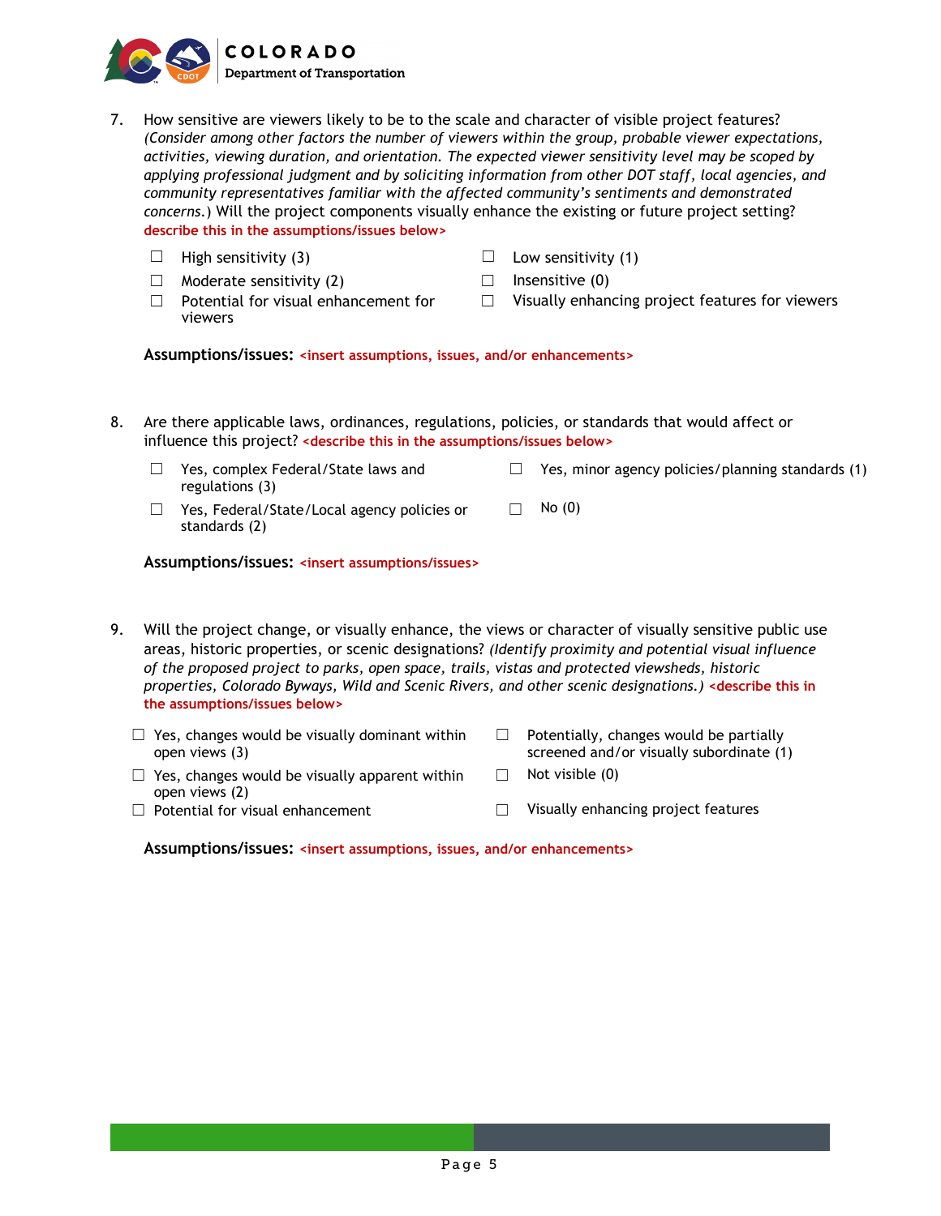7. How sensitive are viewers likely to be to the scale and character of visible project features? *(Consider among other factors the number of viewers within the group, probable viewer expectations, activities, viewing duration, and orientation. The expected viewer sensitivity level may be scoped by applying professional judgment and by soliciting information from other DOT staff, local agencies, and community representatives familiar with the affected community's sentiments and demonstrated concerns.)* Will the project components visually enhance the existing or future project setting? **describe this in the assumptions/issues below>**

   - ☐ High sensitivity (3)
   - ☐ Moderate sensitivity (2)
   - ☐ Potential for visual enhancement for viewers
   - ☐ Low sensitivity (1)
   - ☐ Insensitive (0)
   - ☐ Visually enhancing project features for viewers

   **Assumptions/issues:** **<insert assumptions, issues, and/or enhancements>**

8. Are there applicable laws, ordinances, regulations, policies, or standards that would affect or influence this project? **<describe this in the assumptions/issues below>**

   - ☐ Yes, complex Federal/State laws and regulations (3)
   - ☐ Yes, Federal/State/Local agency policies or standards (2)
   - ☐ Yes, minor agency policies/planning standards (1)
   - ☐ No (0)

   **Assumptions/issues:** **<insert assumptions/issues>**

9. Will the project change, or visually enhance, the views or character of visually sensitive public use areas, historic properties, or scenic designations? *(Identify proximity and potential visual influence of the proposed project to parks, open space, trails, vistas and protected viewsheds, historic properties, Colorado Byways, Wild and Scenic Rivers, and other scenic designations.)* **<describe this in the assumptions/issues below>**

   - ☐ Yes, changes would be visually dominant within open views (3)
   - ☐ Yes, changes would be visually apparent within open views (2)
   - ☐ Potential for visual enhancement
   - ☐ Potentially, changes would be partially screened and/or visually subordinate (1)
   - ☐ Not visible (0)
   - ☐ Visually enhancing project features

   **Assumptions/issues:** **<insert assumptions, issues, and/or enhancements>**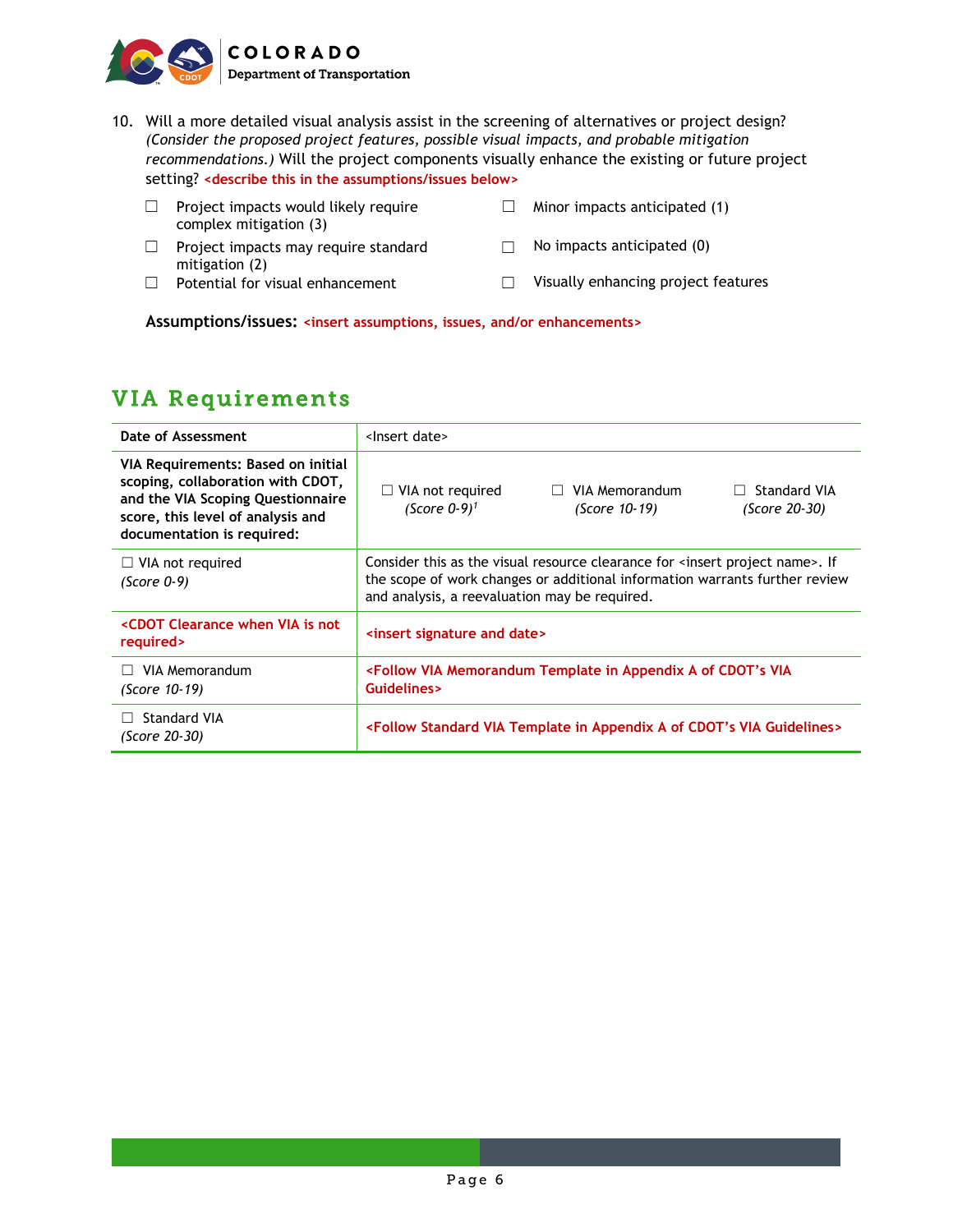10. Will a more detailed visual analysis assist in the screening of alternatives or project design? *(Consider the proposed project features, possible visual impacts, and probable mitigation recommendations.)* Will the project components visually enhance the existing or future project setting? **<describe this in the assumptions/issues below>**

    ☐ Project impacts would likely require complex mitigation (3)
    ☐ Minor impacts anticipated (1)
    ☐ Project impacts may require standard mitigation (2)
    ☐ No impacts anticipated (0)
    ☐ Potential for visual enhancement
    ☐ Visually enhancing project features

    **Assumptions/issues:** **<insert assumptions, issues, and/or enhancements>**

## VIA Requirements

| **Date of Assessment** | <Insert date> |
|---|---|
| **VIA Requirements: Based on initial scoping, collaboration with CDOT, and the VIA Scoping Questionnaire score, this level of analysis and documentation is required:** | ☐ VIA not required *(Score 0-9)*[1] ☐ VIA Memorandum *(Score 10-19)* ☐ Standard VIA *(Score 20-30)* |
| ☐ VIA not required *(Score 0-9)* | Consider this as the visual resource clearance for <insert project name>. If the scope of work changes or additional information warrants further review and analysis, a reevaluation may be required. |
| **<CDOT Clearance when VIA is not required>** | **<insert signature and date>** |
| ☐ VIA Memorandum *(Score 10-19)* | **<Follow VIA Memorandum Template in Appendix A of CDOT's VIA Guidelines>** |
| ☐ Standard VIA *(Score 20-30)* | **<Follow Standard VIA Template in Appendix A of CDOT's VIA Guidelines>** |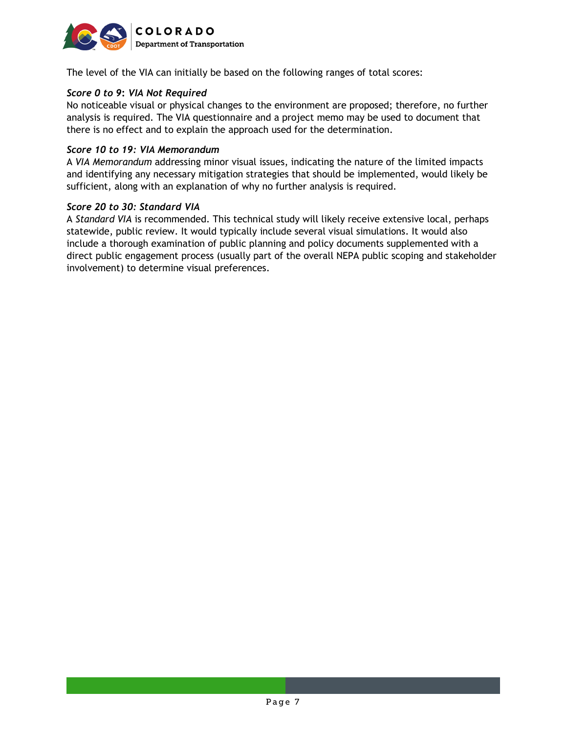The level of the VIA can initially be based on the following ranges of total scores:

***Score 0 to 9*: *VIA Not Required***

No noticeable visual or physical changes to the environment are proposed; therefore, no further analysis is required. The VIA questionnaire and a project memo may be used to document that there is no effect and to explain the approach used for the determination.

***Score 10 to 19: VIA Memorandum***

A *VIA Memorandum* addressing minor visual issues, indicating the nature of the limited impacts and identifying any necessary mitigation strategies that should be implemented, would likely be sufficient, along with an explanation of why no further analysis is required.

***Score 20 to 30: Standard VIA***

A *Standard VIA* is recommended. This technical study will likely receive extensive local, perhaps statewide, public review. It would typically include several visual simulations. It would also include a thorough examination of public planning and policy documents supplemented with a direct public engagement process (usually part of the overall NEPA public scoping and stakeholder involvement) to determine visual preferences.